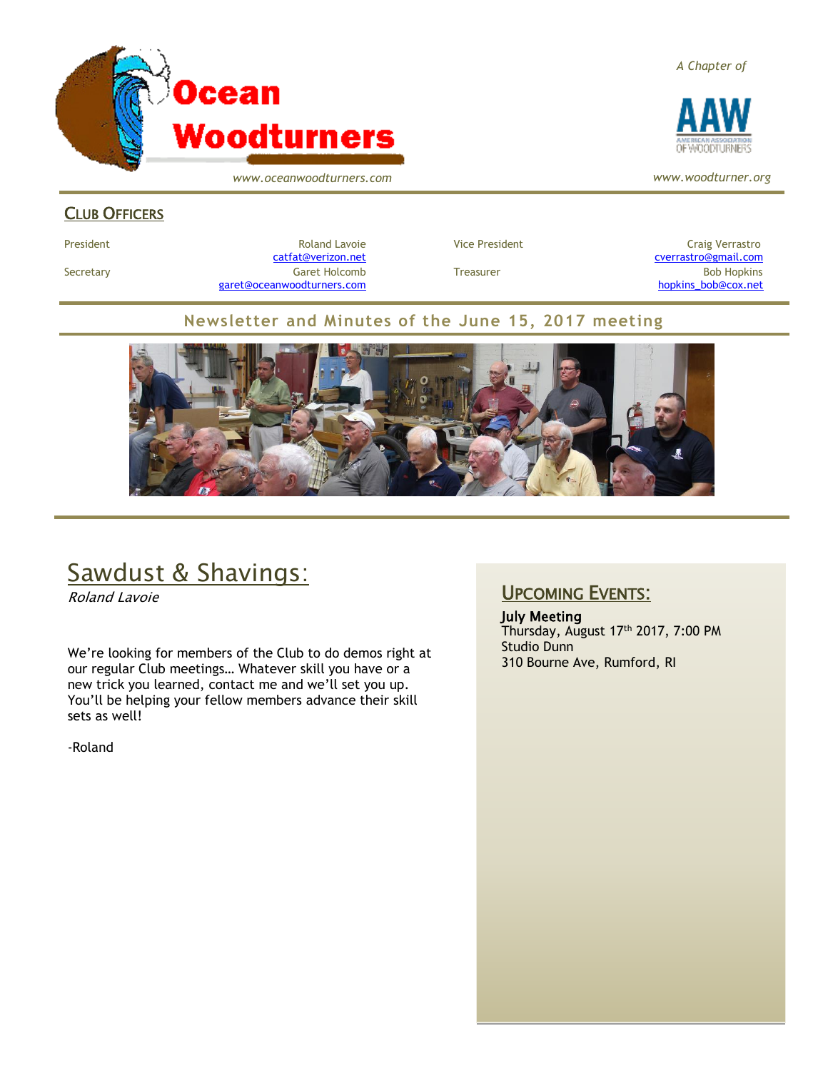# Ocean Woodturners

www.oceanwoodturners.com

*A Chapter of*

AAW AMERICAN ASSOCIATION OF WOODTURNERS

www.woodturner.org

## Club Officers

| | | | |
|---|---|---|---|
| President | Roland Lavoie catfat@verizon.net | Vice President | Craig Verrastro cverrastro@gmail.com |
| Secretary | Garet Holcomb garet@oceanwoodturners.com | Treasurer | Bob Hopkins hopkins_bob@cox.net |

**Newsletter and Minutes of the June 15, 2017 meeting**

## Sawdust & Shavings:

*Roland Lavoie*

We're looking for members of the Club to do demos right at our regular Club meetings… Whatever skill you have or a new trick you learned, contact me and we'll set you up. You'll be helping your fellow members advance their skill sets as well!

-Roland

## Upcoming Events:

**July Meeting**
Thursday, August 17th 2017, 7:00 PM
Studio Dunn
310 Bourne Ave, Rumford, RI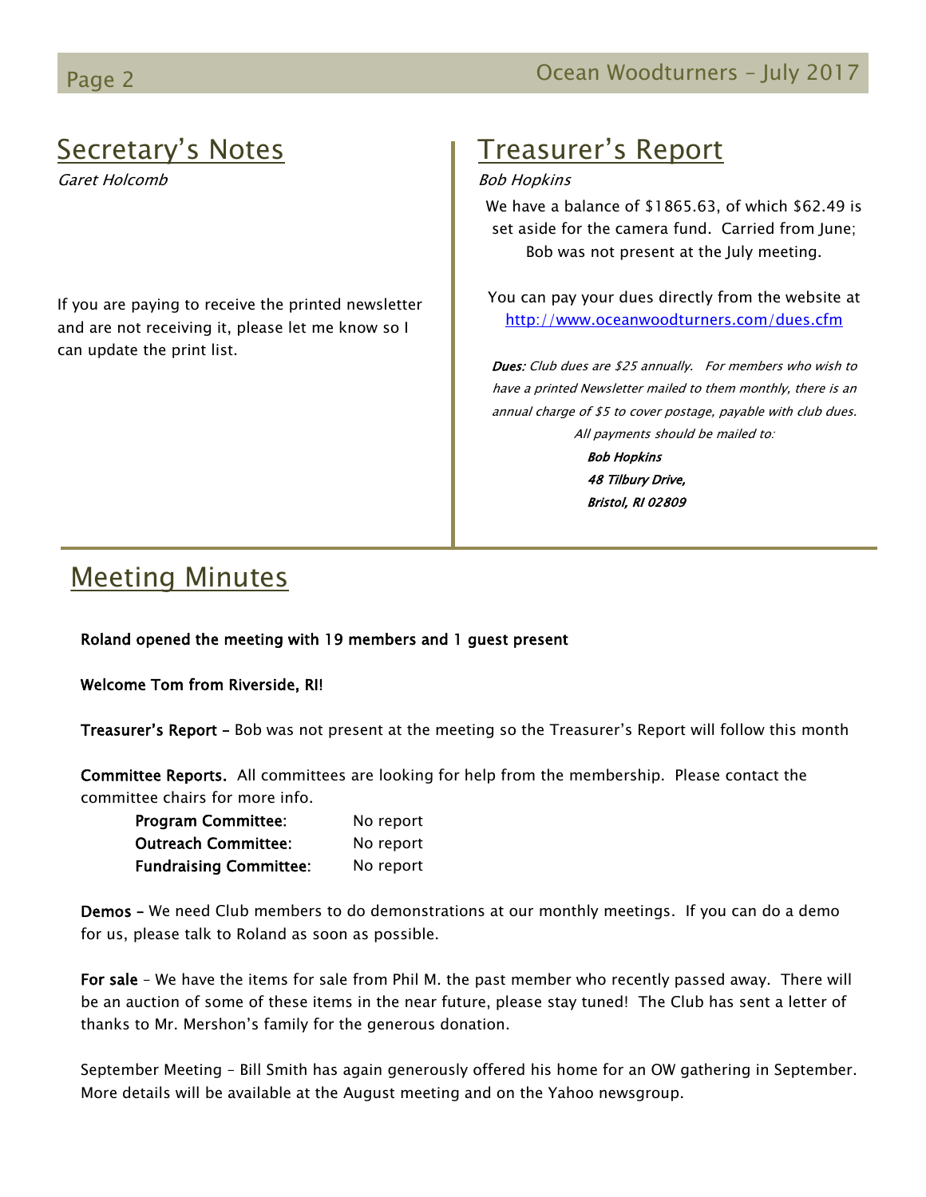## Secretary's Notes

*Garet Holcomb*

If you are paying to receive the printed newsletter and are not receiving it, please let me know so I can update the print list.

## Treasurer's Report

*Bob Hopkins*

We have a balance of $1865.63, of which $62.49 is set aside for the camera fund. Carried from June; Bob was not present at the July meeting.

You can pay your dues directly from the website at http://www.oceanwoodturners.com/dues.cfm

***Dues:*** *Club dues are $25 annually. For members who wish to have a printed Newsletter mailed to them monthly, there is an annual charge of $5 to cover postage, payable with club dues. All payments should be mailed to:*

***Bob Hopkins***
***48 Tilbury Drive,***
***Bristol, RI 02809***

## Meeting Minutes

**Roland opened the meeting with 19 members and 1 guest present**

**Welcome Tom from Riverside, RI!**

**Treasurer's Report –** Bob was not present at the meeting so the Treasurer's Report will follow this month

**Committee Reports.** All committees are looking for help from the membership. Please contact the committee chairs for more info.

| | |
|---|---|
| **Program Committee**: | No report |
| **Outreach Committee**: | No report |
| **Fundraising Committee**: | No report |

**Demos –** We need Club members to do demonstrations at our monthly meetings. If you can do a demo for us, please talk to Roland as soon as possible.

**For sale** – We have the items for sale from Phil M. the past member who recently passed away. There will be an auction of some of these items in the near future, please stay tuned! The Club has sent a letter of thanks to Mr. Mershon's family for the generous donation.

September Meeting – Bill Smith has again generously offered his home for an OW gathering in September. More details will be available at the August meeting and on the Yahoo newsgroup.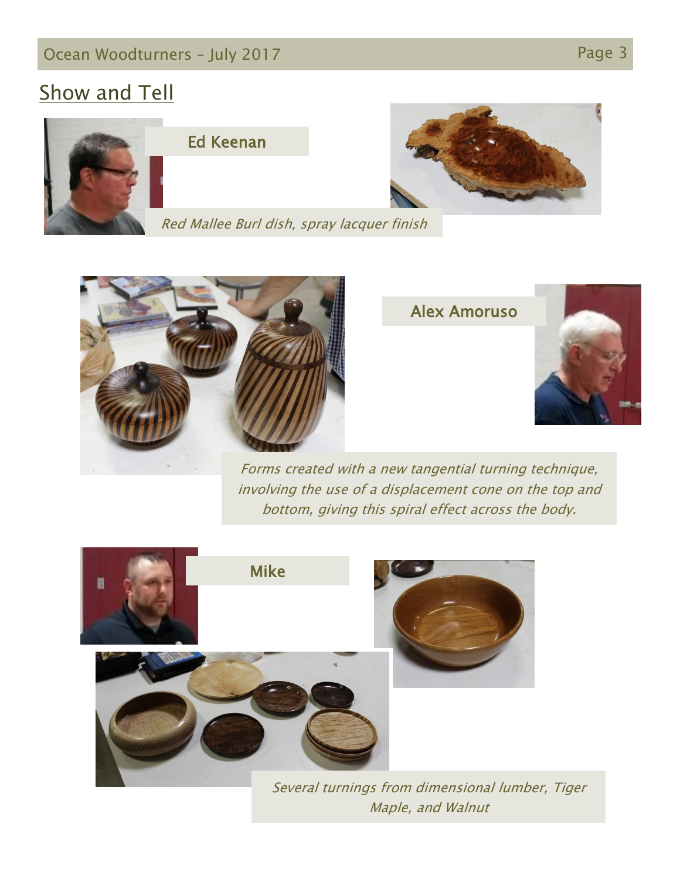## Show and Tell

### Ed Keenan

*Red Mallee Burl dish, spray lacquer finish*

### Alex Amoruso

*Forms created with a new tangential turning technique, involving the use of a displacement cone on the top and bottom, giving this spiral effect across the body.*

### Mike

*Several turnings from dimensional lumber, Tiger Maple, and Walnut*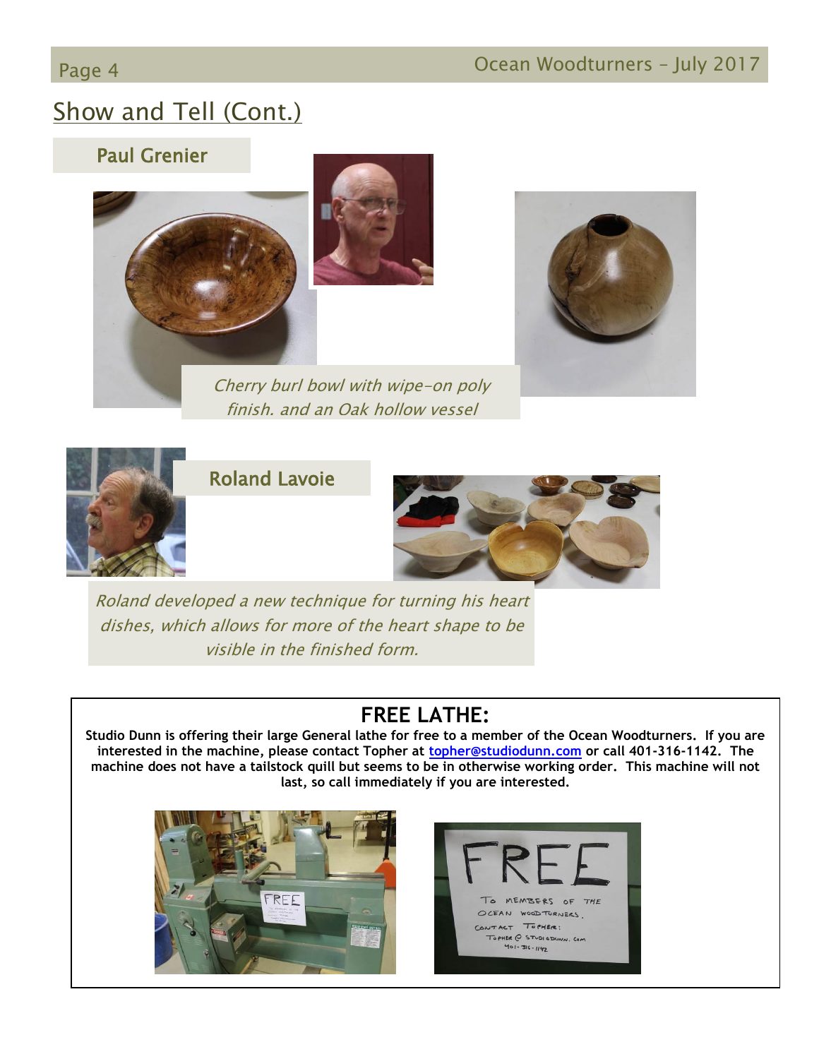## Show and Tell (Cont.)

### Paul Grenier

*Cherry burl bowl with wipe-on poly finish. and an Oak hollow vessel*

### Roland Lavoie

*Roland developed a new technique for turning his heart dishes, which allows for more of the heart shape to be visible in the finished form.*

## FREE LATHE:

**Studio Dunn is offering their large General lathe for free to a member of the Ocean Woodturners. If you are interested in the machine, please contact Topher at [topher@studiodunn.com](mailto:topher@studiodunn.com) or call 401-316-1142. The machine does not have a tailstock quill but seems to be in otherwise working order. This machine will not last, so call immediately if you are interested.**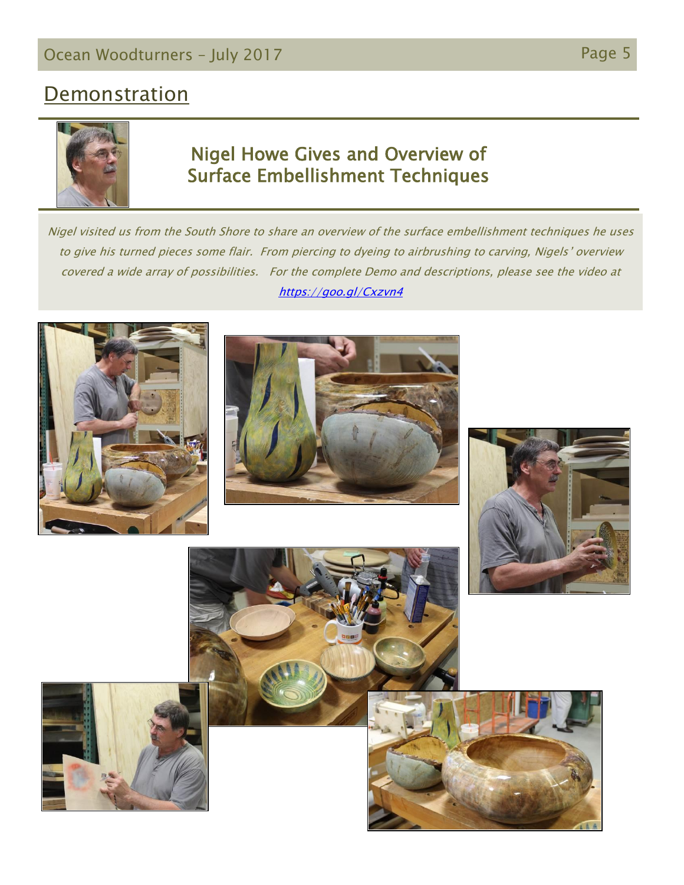## Demonstration

### Nigel Howe Gives and Overview of Surface Embellishment Techniques

*Nigel visited us from the South Shore to share an overview of the surface embellishment techniques he uses to give his turned pieces some flair. From piercing to dyeing to airbrushing to carving, Nigels' overview covered a wide array of possibilities. For the complete Demo and descriptions, please see the video at [https://goo.gl/Cxzvn4](https://goo.gl/Cxzvn4)*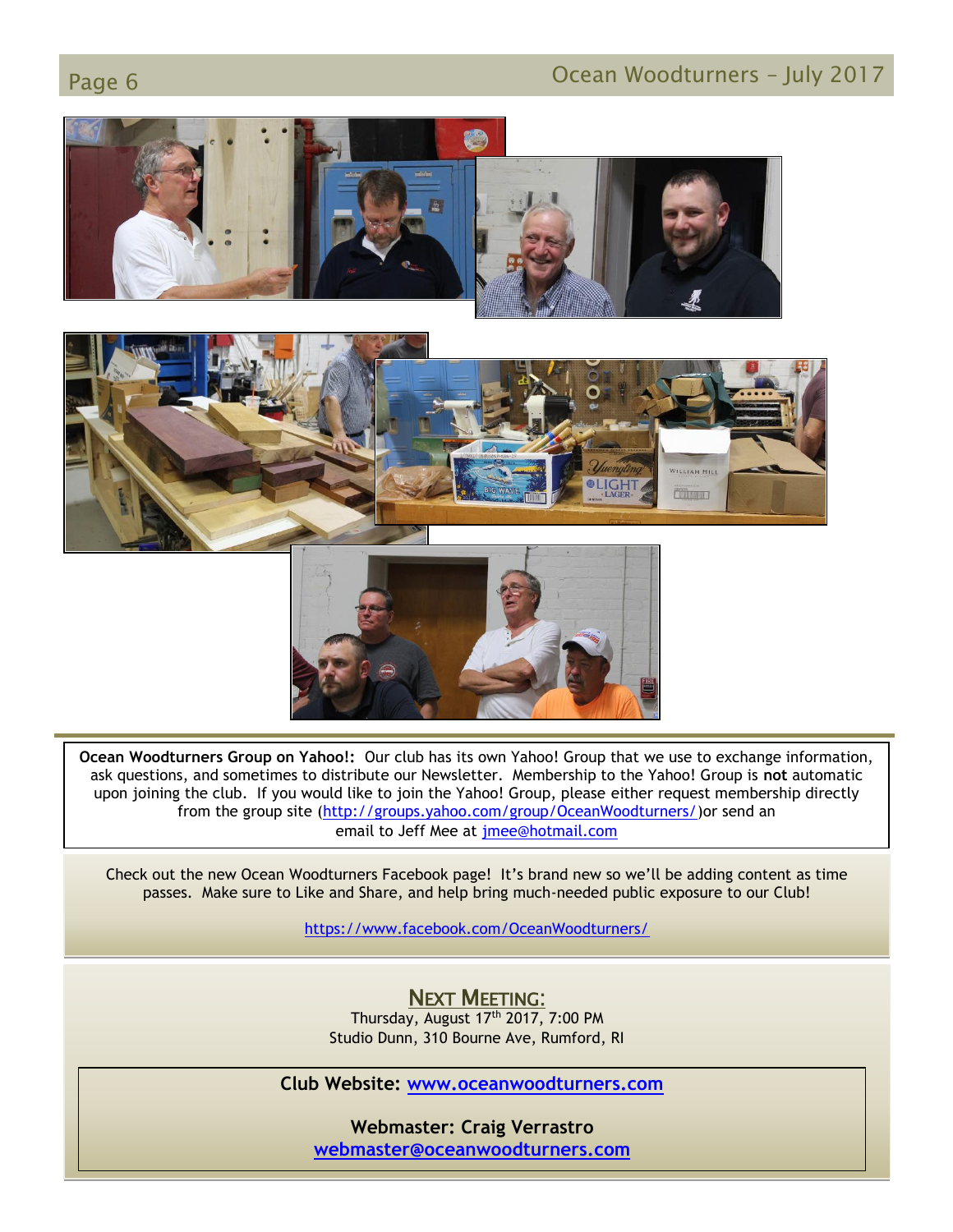**Ocean Woodturners Group on Yahoo!:** Our club has its own Yahoo! Group that we use to exchange information, ask questions, and sometimes to distribute our Newsletter. Membership to the Yahoo! Group is **not** automatic upon joining the club. If you would like to join the Yahoo! Group, please either request membership directly from the group site (http://groups.yahoo.com/group/OceanWoodturners/)or send an email to Jeff Mee at jmee@hotmail.com

Check out the new Ocean Woodturners Facebook page! It's brand new so we'll be adding content as time passes. Make sure to Like and Share, and help bring much-needed public exposure to our Club!

https://www.facebook.com/OceanWoodturners/

## NEXT MEETING:

Thursday, August 17th 2017, 7:00 PM
Studio Dunn, 310 Bourne Ave, Rumford, RI

**Club Website: www.oceanwoodturners.com**

**Webmaster: Craig Verrastro**
**webmaster@oceanwoodturners.com**